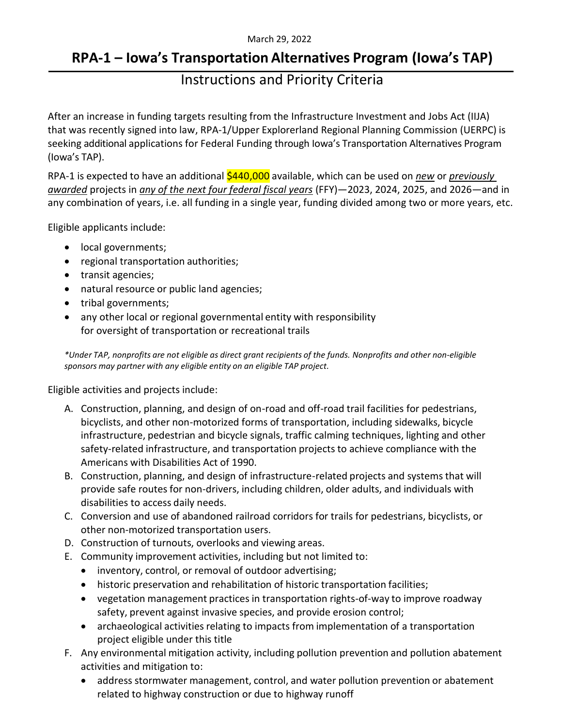March 29, 2022

# RPA-1 – Iowa's Transportation Alternatives Program (Iowa's TAP)

## Instructions and Priority Criteria

After an increase in funding targets resulting from the Infrastructure Investment and Jobs Act (IIJA) that was recently signed into law, RPA-1/Upper Explorerland Regional Planning Commission (UERPC) is seeking additional applications for Federal Funding through Iowa's Transportation Alternatives Program (Iowa's TAP).

RPA-1 is expected to have an additional $440,000 available, which can be used on *new* or *previously awarded* projects in *any of the next four federal fiscal years* (FFY)—2023, 2024, 2025, and 2026—and in any combination of years, i.e. all funding in a single year, funding divided among two or more years, etc.

Eligible applicants include:

- local governments;
- regional transportation authorities;
- transit agencies;
- natural resource or public land agencies;
- tribal governments;
- any other local or regional governmental entity with responsibility for oversight of transportation or recreational trails

*\*Under TAP, nonprofits are not eligible as direct grant recipients of the funds. Nonprofits and other non-eligible sponsors may partner with any eligible entity on an eligible TAP project.*

Eligible activities and projects include:

A. Construction, planning, and design of on-road and off-road trail facilities for pedestrians, bicyclists, and other non-motorized forms of transportation, including sidewalks, bicycle infrastructure, pedestrian and bicycle signals, traffic calming techniques, lighting and other safety-related infrastructure, and transportation projects to achieve compliance with the Americans with Disabilities Act of 1990.
B. Construction, planning, and design of infrastructure-related projects and systems that will provide safe routes for non-drivers, including children, older adults, and individuals with disabilities to access daily needs.
C. Conversion and use of abandoned railroad corridors for trails for pedestrians, bicyclists, or other non-motorized transportation users.
D. Construction of turnouts, overlooks and viewing areas.
E. Community improvement activities, including but not limited to:
   - inventory, control, or removal of outdoor advertising;
   - historic preservation and rehabilitation of historic transportation facilities;
   - vegetation management practices in transportation rights-of-way to improve roadway safety, prevent against invasive species, and provide erosion control;
   - archaeological activities relating to impacts from implementation of a transportation project eligible under this title
F. Any environmental mitigation activity, including pollution prevention and pollution abatement activities and mitigation to:
   - address stormwater management, control, and water pollution prevention or abatement related to highway construction or due to highway runoff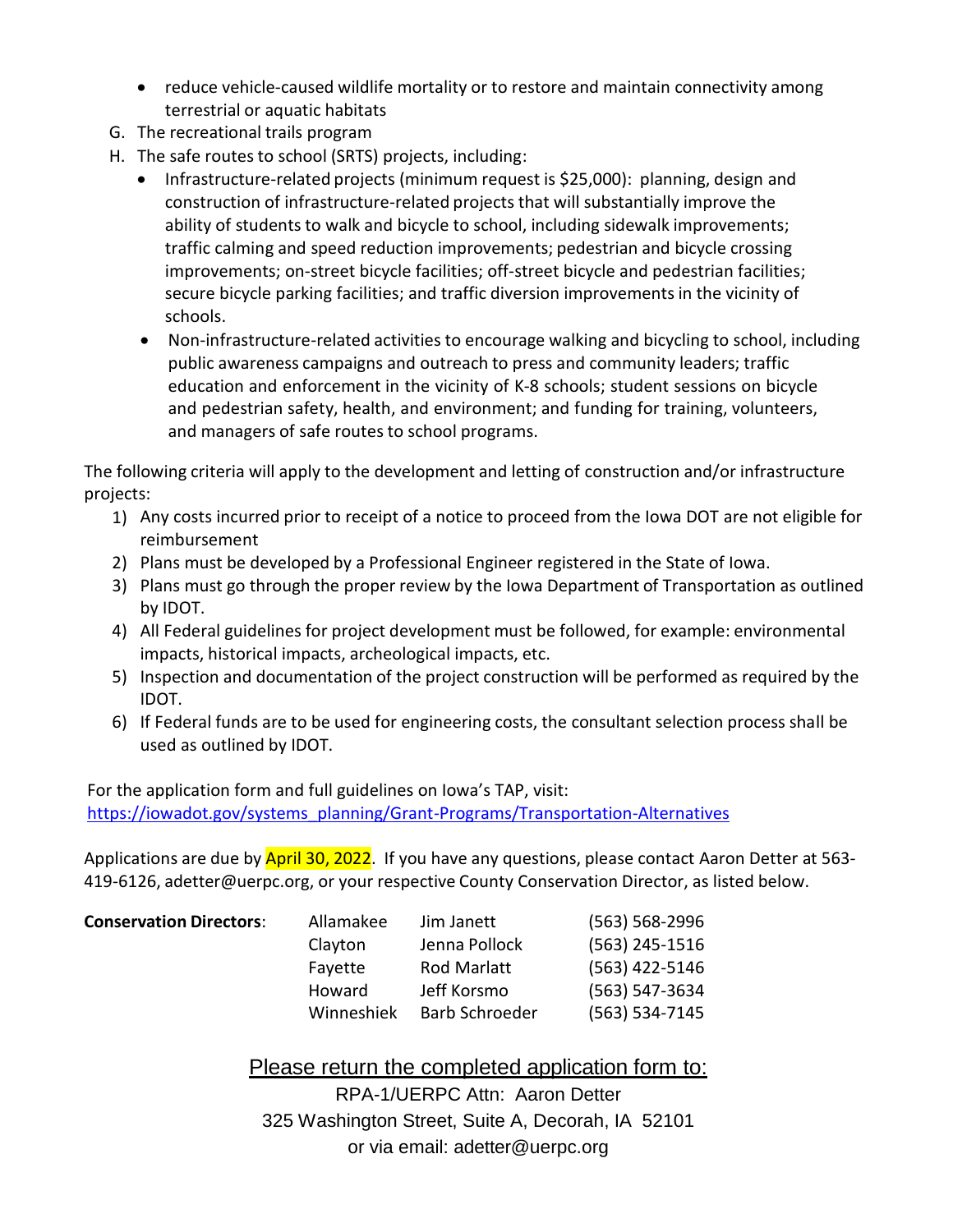- reduce vehicle-caused wildlife mortality or to restore and maintain connectivity among terrestrial or aquatic habitats

G. The recreational trails program

H. The safe routes to school (SRTS) projects, including:
   - Infrastructure-related projects (minimum request is $25,000): planning, design and construction of infrastructure-related projects that will substantially improve the ability of students to walk and bicycle to school, including sidewalk improvements; traffic calming and speed reduction improvements; pedestrian and bicycle crossing improvements; on-street bicycle facilities; off-street bicycle and pedestrian facilities; secure bicycle parking facilities; and traffic diversion improvements in the vicinity of schools.
   - Non-infrastructure-related activities to encourage walking and bicycling to school, including public awareness campaigns and outreach to press and community leaders; traffic education and enforcement in the vicinity of K-8 schools; student sessions on bicycle and pedestrian safety, health, and environment; and funding for training, volunteers, and managers of safe routes to school programs.

The following criteria will apply to the development and letting of construction and/or infrastructure projects:

1) Any costs incurred prior to receipt of a notice to proceed from the Iowa DOT are not eligible for reimbursement
2) Plans must be developed by a Professional Engineer registered in the State of Iowa.
3) Plans must go through the proper review by the Iowa Department of Transportation as outlined by IDOT.
4) All Federal guidelines for project development must be followed, for example: environmental impacts, historical impacts, archeological impacts, etc.
5) Inspection and documentation of the project construction will be performed as required by the IDOT.
6) If Federal funds are to be used for engineering costs, the consultant selection process shall be used as outlined by IDOT.

For the application form and full guidelines on Iowa's TAP, visit:
https://iowadot.gov/systems_planning/Grant-Programs/Transportation-Alternatives

Applications are due by April 30, 2022. If you have any questions, please contact Aaron Detter at 563-419-6126, adetter@uerpc.org, or your respective County Conservation Director, as listed below.

| **Conservation Directors**: | Allamakee | Jim Janett | (563) 568-2996 |
|---|---|---|---|
| | Clayton | Jenna Pollock | (563) 245-1516 |
| | Fayette | Rod Marlatt | (563) 422-5146 |
| | Howard | Jeff Korsmo | (563) 547-3634 |
| | Winneshiek | Barb Schroeder | (563) 534-7145 |

Please return the completed application form to:

RPA-1/UERPC Attn: Aaron Detter
325 Washington Street, Suite A, Decorah, IA 52101
or via email: adetter@uerpc.org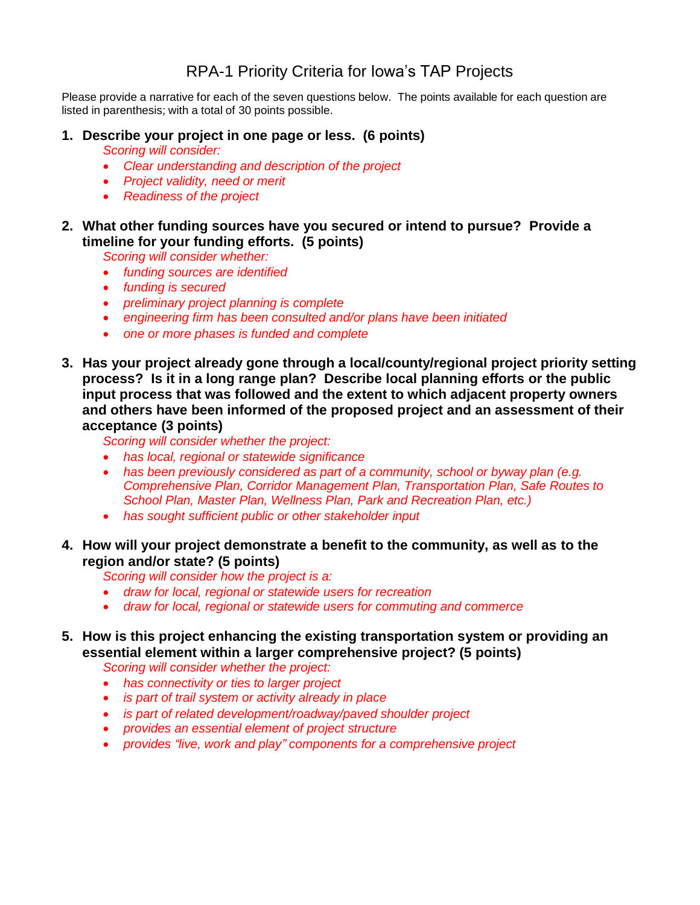# RPA-1 Priority Criteria for Iowa's TAP Projects

Please provide a narrative for each of the seven questions below. The points available for each question are listed in parenthesis; with a total of 30 points possible.

1. **Describe your project in one page or less. (6 points)**

   *Scoring will consider:*
   - *Clear understanding and description of the project*
   - *Project validity, need or merit*
   - *Readiness of the project*

2. **What other funding sources have you secured or intend to pursue? Provide a timeline for your funding efforts. (5 points)**

   *Scoring will consider whether:*
   - *funding sources are identified*
   - *funding is secured*
   - *preliminary project planning is complete*
   - *engineering firm has been consulted and/or plans have been initiated*
   - *one or more phases is funded and complete*

3. **Has your project already gone through a local/county/regional project priority setting process? Is it in a long range plan? Describe local planning efforts or the public input process that was followed and the extent to which adjacent property owners and others have been informed of the proposed project and an assessment of their acceptance (3 points)**

   *Scoring will consider whether the project:*
   - *has local, regional or statewide significance*
   - *has been previously considered as part of a community, school or byway plan (e.g. Comprehensive Plan, Corridor Management Plan, Transportation Plan, Safe Routes to School Plan, Master Plan, Wellness Plan, Park and Recreation Plan, etc.)*
   - *has sought sufficient public or other stakeholder input*

4. **How will your project demonstrate a benefit to the community, as well as to the region and/or state? (5 points)**

   *Scoring will consider how the project is a:*
   - *draw for local, regional or statewide users for recreation*
   - *draw for local, regional or statewide users for commuting and commerce*

5. **How is this project enhancing the existing transportation system or providing an essential element within a larger comprehensive project? (5 points)**

   *Scoring will consider whether the project:*
   - *has connectivity or ties to larger project*
   - *is part of trail system or activity already in place*
   - *is part of related development/roadway/paved shoulder project*
   - *provides an essential element of project structure*
   - *provides "live, work and play" components for a comprehensive project*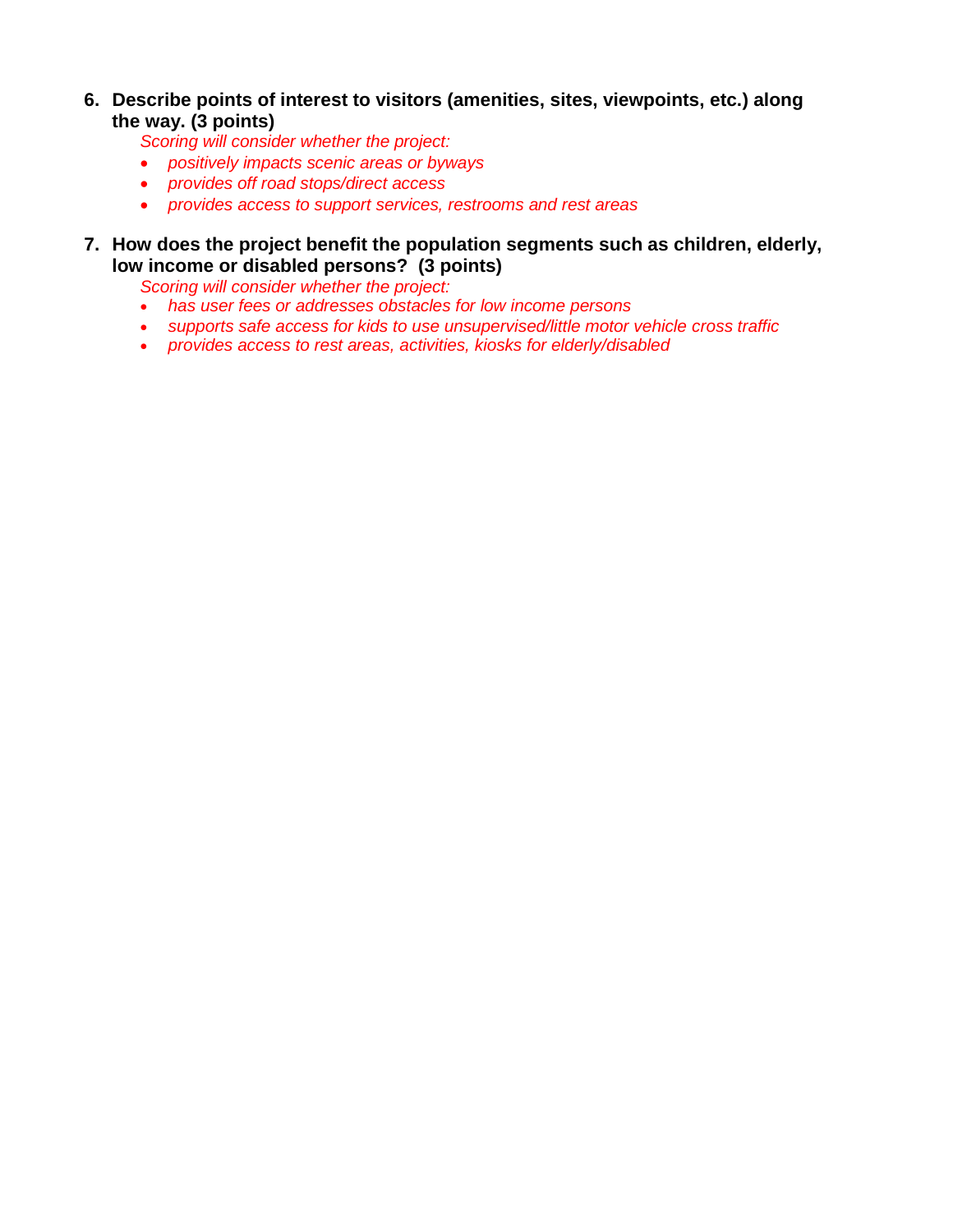6. **Describe points of interest to visitors (amenities, sites, viewpoints, etc.) along the way. (3 points)**

   *Scoring will consider whether the project:*
   - *positively impacts scenic areas or byways*
   - *provides off road stops/direct access*
   - *provides access to support services, restrooms and rest areas*

7. **How does the project benefit the population segments such as children, elderly, low income or disabled persons? (3 points)**

   *Scoring will consider whether the project:*
   - *has user fees or addresses obstacles for low income persons*
   - *supports safe access for kids to use unsupervised/little motor vehicle cross traffic*
   - *provides access to rest areas, activities, kiosks for elderly/disabled*